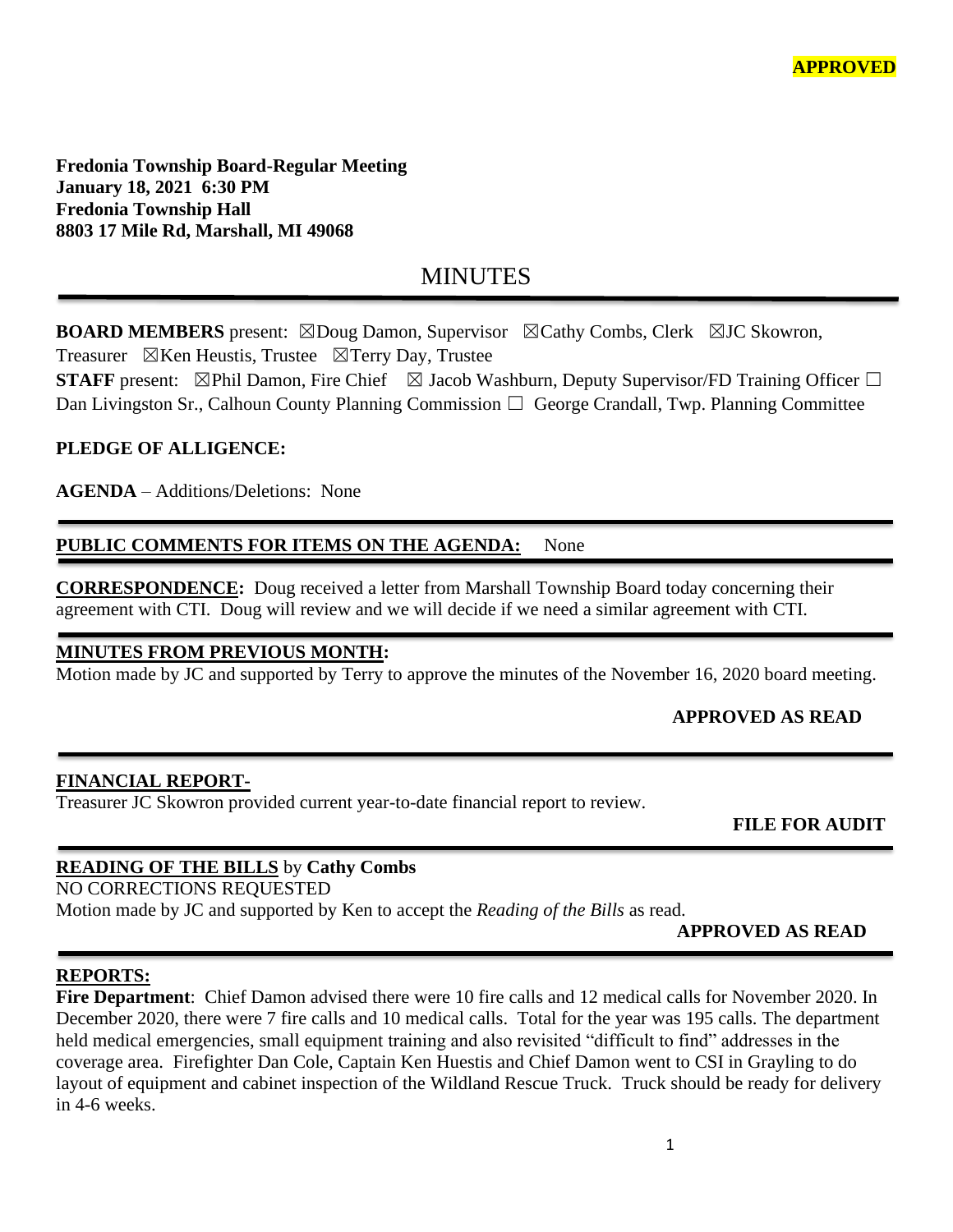**APPROVED**

**Fredonia Township Board-Regular Meeting**
**January 18, 2021 6:30 PM**
**Fredonia Township Hall**
**8803 17 Mile Rd, Marshall, MI 49068**

# MINUTES

**BOARD MEMBERS** present: ☒Doug Damon, Supervisor ☒Cathy Combs, Clerk ☒JC Skowron, Treasurer ☒Ken Heustis, Trustee ☒Terry Day, Trustee
**STAFF** present: ☒Phil Damon, Fire Chief ☒ Jacob Washburn, Deputy Supervisor/FD Training Officer ☐ Dan Livingston Sr., Calhoun County Planning Commission ☐ George Crandall, Twp. Planning Committee

**PLEDGE OF ALLIGENCE:**

**AGENDA** – Additions/Deletions: None

**PUBLIC COMMENTS FOR ITEMS ON THE AGENDA:** None

**CORRESPONDENCE:** Doug received a letter from Marshall Township Board today concerning their agreement with CTI. Doug will review and we will decide if we need a similar agreement with CTI.

**MINUTES FROM PREVIOUS MONTH:**
Motion made by JC and supported by Terry to approve the minutes of the November 16, 2020 board meeting.

**APPROVED AS READ**

**FINANCIAL REPORT-**
Treasurer JC Skowron provided current year-to-date financial report to review.

**FILE FOR AUDIT**

**READING OF THE BILLS** by **Cathy Combs**
NO CORRECTIONS REQUESTED
Motion made by JC and supported by Ken to accept the *Reading of the Bills* as read.

**APPROVED AS READ**

**REPORTS:**
**Fire Department**: Chief Damon advised there were 10 fire calls and 12 medical calls for November 2020. In December 2020, there were 7 fire calls and 10 medical calls. Total for the year was 195 calls. The department held medical emergencies, small equipment training and also revisited "difficult to find" addresses in the coverage area. Firefighter Dan Cole, Captain Ken Huestis and Chief Damon went to CSI in Grayling to do layout of equipment and cabinet inspection of the Wildland Rescue Truck. Truck should be ready for delivery in 4-6 weeks.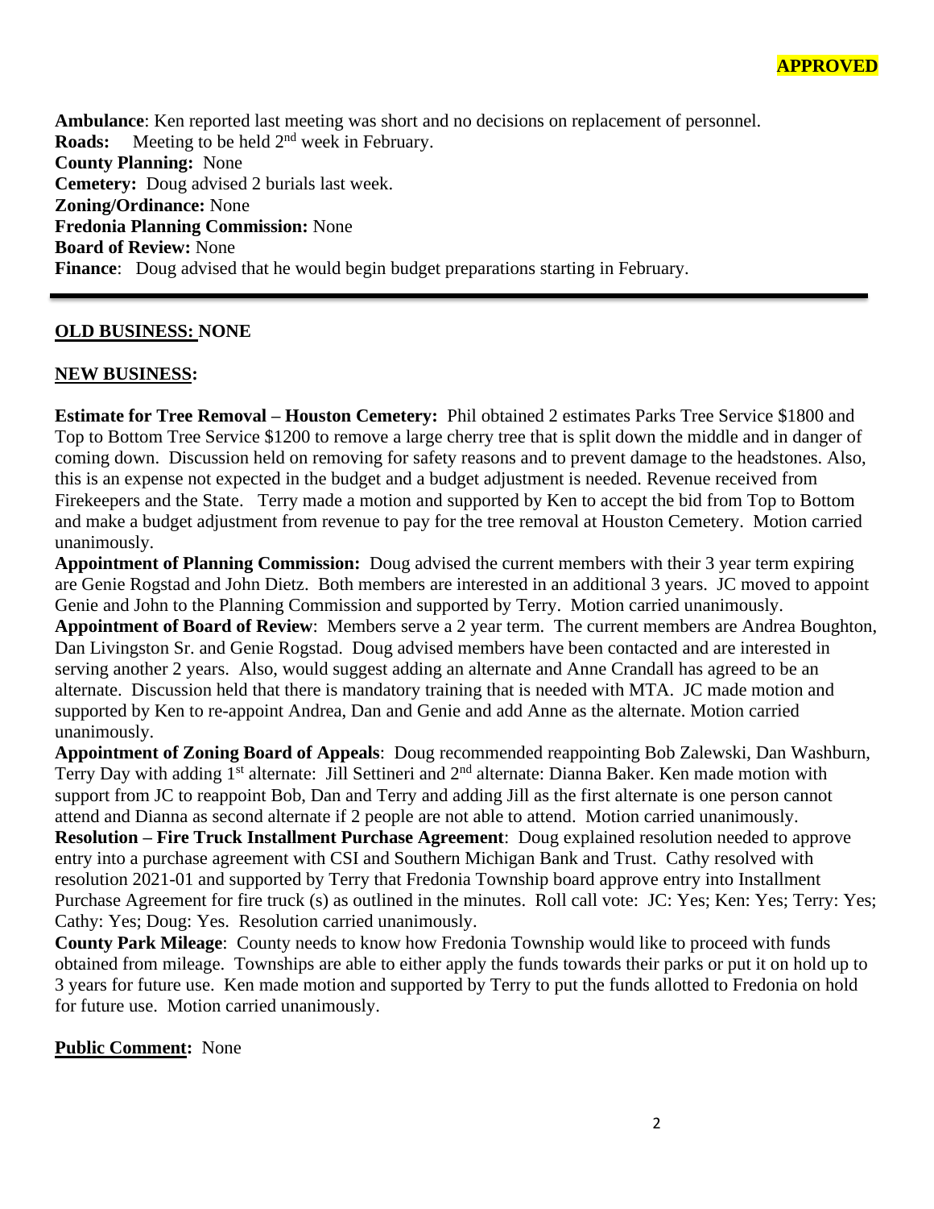**APPROVED**

**Ambulance**: Ken reported last meeting was short and no decisions on replacement of personnel.
**Roads:** Meeting to be held 2nd week in February.
**County Planning:** None
**Cemetery:** Doug advised 2 burials last week.
**Zoning/Ordinance:** None
**Fredonia Planning Commission:** None
**Board of Review:** None
**Finance**: Doug advised that he would begin budget preparations starting in February.

---

**OLD BUSINESS: NONE**

**NEW BUSINESS:**

**Estimate for Tree Removal – Houston Cemetery:** Phil obtained 2 estimates Parks Tree Service $1800 and Top to Bottom Tree Service $1200 to remove a large cherry tree that is split down the middle and in danger of coming down. Discussion held on removing for safety reasons and to prevent damage to the headstones. Also, this is an expense not expected in the budget and a budget adjustment is needed. Revenue received from Firekeepers and the State. Terry made a motion and supported by Ken to accept the bid from Top to Bottom and make a budget adjustment from revenue to pay for the tree removal at Houston Cemetery. Motion carried unanimously.
**Appointment of Planning Commission:** Doug advised the current members with their 3 year term expiring are Genie Rogstad and John Dietz. Both members are interested in an additional 3 years. JC moved to appoint Genie and John to the Planning Commission and supported by Terry. Motion carried unanimously.
**Appointment of Board of Review**: Members serve a 2 year term. The current members are Andrea Boughton, Dan Livingston Sr. and Genie Rogstad. Doug advised members have been contacted and are interested in serving another 2 years. Also, would suggest adding an alternate and Anne Crandall has agreed to be an alternate. Discussion held that there is mandatory training that is needed with MTA. JC made motion and supported by Ken to re-appoint Andrea, Dan and Genie and add Anne as the alternate. Motion carried unanimously.
**Appointment of Zoning Board of Appeals**: Doug recommended reappointing Bob Zalewski, Dan Washburn, Terry Day with adding 1st alternate: Jill Settineri and 2nd alternate: Dianna Baker. Ken made motion with support from JC to reappoint Bob, Dan and Terry and adding Jill as the first alternate is one person cannot attend and Dianna as second alternate if 2 people are not able to attend. Motion carried unanimously.
**Resolution – Fire Truck Installment Purchase Agreement**: Doug explained resolution needed to approve entry into a purchase agreement with CSI and Southern Michigan Bank and Trust. Cathy resolved with resolution 2021-01 and supported by Terry that Fredonia Township board approve entry into Installment Purchase Agreement for fire truck (s) as outlined in the minutes. Roll call vote: JC: Yes; Ken: Yes; Terry: Yes; Cathy: Yes; Doug: Yes. Resolution carried unanimously.
**County Park Mileage**: County needs to know how Fredonia Township would like to proceed with funds obtained from mileage. Townships are able to either apply the funds towards their parks or put it on hold up to 3 years for future use. Ken made motion and supported by Terry to put the funds allotted to Fredonia on hold for future use. Motion carried unanimously.

**Public Comment:** None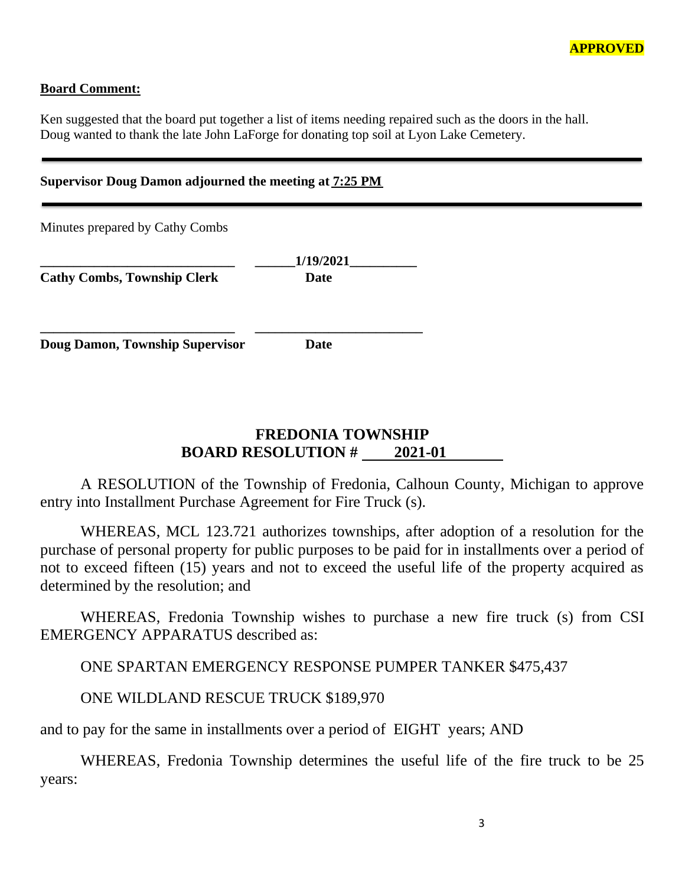**APPROVED**

**Board Comment:**

Ken suggested that the board put together a list of items needing repaired such as the doors in the hall.
Doug wanted to thank the late John LaForge for donating top soil at Lyon Lake Cemetery.

---

**Supervisor Doug Damon adjourned the meeting at 7:25 PM**

---

Minutes prepared by Cathy Combs

| | |
|---|---|
| _____________________________ | ______1/19/2021__________ |
| **Cathy Combs, Township Clerk** | **Date** |
| _____________________________ | _________________________ |
| **Doug Damon, Township Supervisor** | **Date** |

## FREDONIA TOWNSHIP
## BOARD RESOLUTION # 2021-01

A RESOLUTION of the Township of Fredonia, Calhoun County, Michigan to approve entry into Installment Purchase Agreement for Fire Truck (s).

WHEREAS, MCL 123.721 authorizes townships, after adoption of a resolution for the purchase of personal property for public purposes to be paid for in installments over a period of not to exceed fifteen (15) years and not to exceed the useful life of the property acquired as determined by the resolution; and

WHEREAS, Fredonia Township wishes to purchase a new fire truck (s) from CSI EMERGENCY APPARATUS described as:

ONE SPARTAN EMERGENCY RESPONSE PUMPER TANKER $475,437

ONE WILDLAND RESCUE TRUCK $189,970

and to pay for the same in installments over a period of EIGHT years; AND

WHEREAS, Fredonia Township determines the useful life of the fire truck to be 25 years: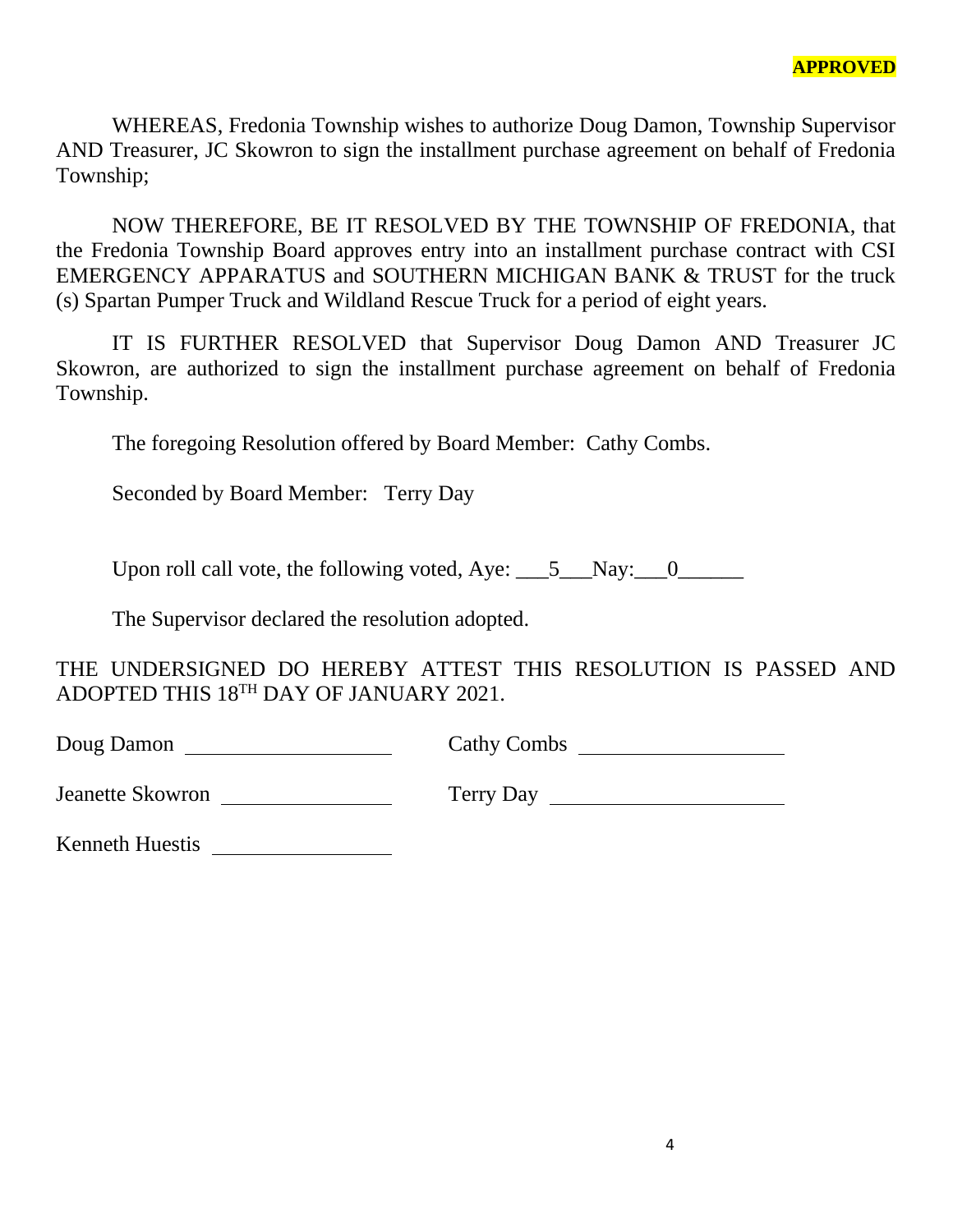**APPROVED**

WHEREAS, Fredonia Township wishes to authorize Doug Damon, Township Supervisor AND Treasurer, JC Skowron to sign the installment purchase agreement on behalf of Fredonia Township;

NOW THEREFORE, BE IT RESOLVED BY THE TOWNSHIP OF FREDONIA, that the Fredonia Township Board approves entry into an installment purchase contract with CSI EMERGENCY APPARATUS and SOUTHERN MICHIGAN BANK & TRUST for the truck (s) Spartan Pumper Truck and Wildland Rescue Truck for a period of eight years.

IT IS FURTHER RESOLVED that Supervisor Doug Damon AND Treasurer JC Skowron, are authorized to sign the installment purchase agreement on behalf of Fredonia Township.

The foregoing Resolution offered by Board Member: Cathy Combs.

Seconded by Board Member: Terry Day

Upon roll call vote, the following voted, Aye: \_\_\_5\_\_\_Nay:\_\_\_0\_\_\_\_\_\_

The Supervisor declared the resolution adopted.

THE UNDERSIGNED DO HEREBY ATTEST THIS RESOLUTION IS PASSED AND ADOPTED THIS 18TH DAY OF JANUARY 2021.

Doug Damon \_\_\_\_\_\_\_\_\_\_\_\_\_\_\_\_\_\_\_\_ Cathy Combs \_\_\_\_\_\_\_\_\_\_\_\_\_\_\_\_\_\_\_\_

Jeanette Skowron \_\_\_\_\_\_\_\_\_\_\_\_\_\_\_\_ Terry Day \_\_\_\_\_\_\_\_\_\_\_\_\_\_\_\_\_\_\_\_\_\_

Kenneth Huestis \_\_\_\_\_\_\_\_\_\_\_\_\_\_\_\_\_